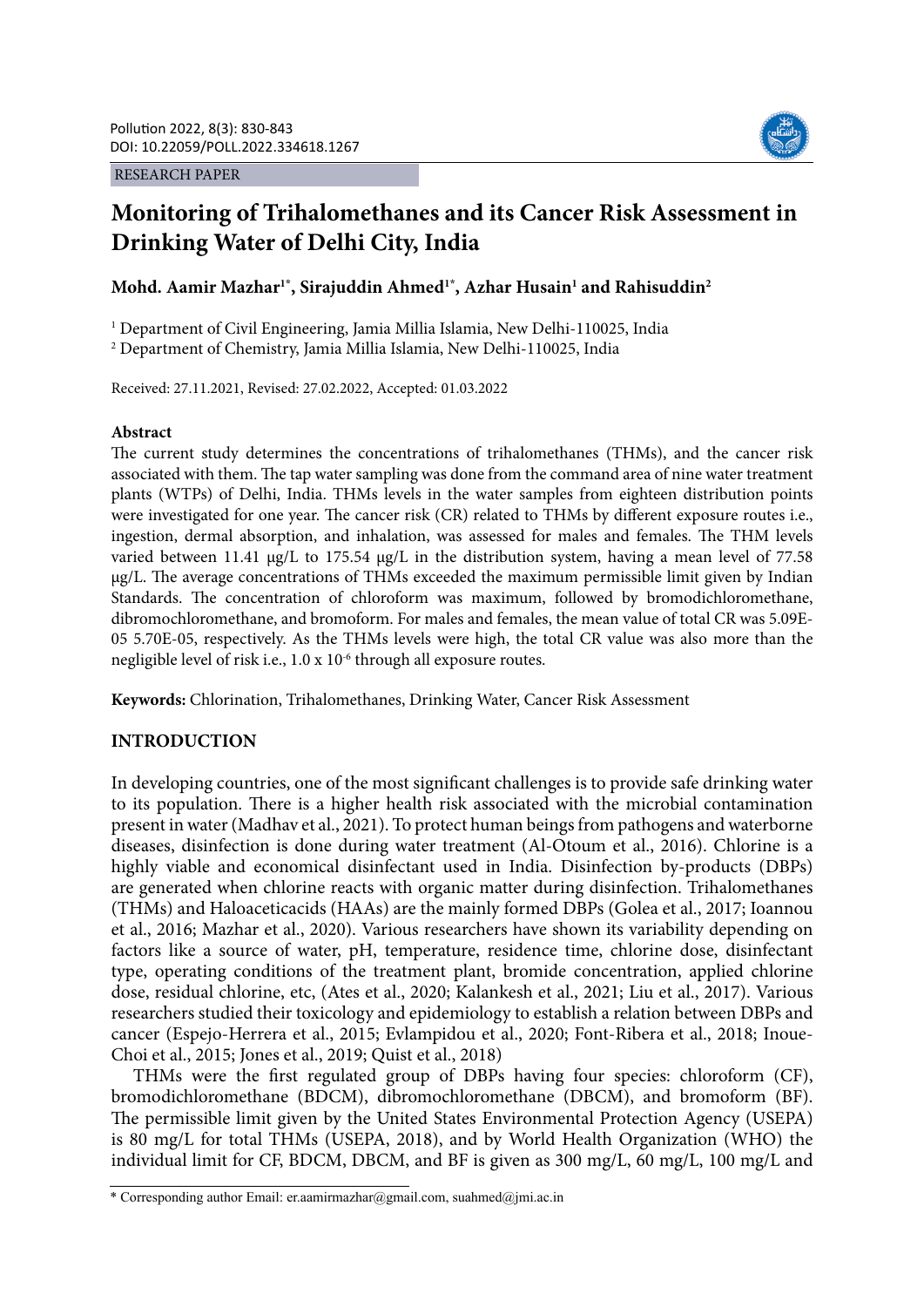RESEARCH PAPER

# Monitoring of Trihalomethanes and its Cancer Risk Assessment in Drinking Water of Delhi City, India

**Mohd. Aamir Mazhar[1*], Sirajuddin Ahmed[1*], Azhar Husain[1] and Rahisuddin[2]**

[1] Department of Civil Engineering, Jamia Millia Islamia, New Delhi-110025, India

[2] Department of Chemistry, Jamia Millia Islamia, New Delhi-110025, India

Received: 27.11.2021, Revised: 27.02.2022, Accepted: 01.03.2022

## Abstract

The current study determines the concentrations of trihalomethanes (THMs), and the cancer risk associated with them. The tap water sampling was done from the command area of nine water treatment plants (WTPs) of Delhi, India. THMs levels in the water samples from eighteen distribution points were investigated for one year. The cancer risk (CR) related to THMs by different exposure routes i.e., ingestion, dermal absorption, and inhalation, was assessed for males and females. The THM levels varied between 11.41 μg/L to 175.54 μg/L in the distribution system, having a mean level of 77.58 μg/L. The average concentrations of THMs exceeded the maximum permissible limit given by Indian Standards. The concentration of chloroform was maximum, followed by bromodichloromethane, dibromochloromethane, and bromoform. For males and females, the mean value of total CR was 5.09E-05 5.70E-05, respectively. As the THMs levels were high, the total CR value was also more than the negligible level of risk i.e., $1.0 \times 10^{-6}$ through all exposure routes.

**Keywords:** Chlorination, Trihalomethanes, Drinking Water, Cancer Risk Assessment

## INTRODUCTION

In developing countries, one of the most significant challenges is to provide safe drinking water to its population. There is a higher health risk associated with the microbial contamination present in water (Madhav et al., 2021). To protect human beings from pathogens and waterborne diseases, disinfection is done during water treatment (Al-Otoum et al., 2016). Chlorine is a highly viable and economical disinfectant used in India. Disinfection by-products (DBPs) are generated when chlorine reacts with organic matter during disinfection. Trihalomethanes (THMs) and Haloaceticacids (HAAs) are the mainly formed DBPs (Golea et al., 2017; Ioannou et al., 2016; Mazhar et al., 2020). Various researchers have shown its variability depending on factors like a source of water, pH, temperature, residence time, chlorine dose, disinfectant type, operating conditions of the treatment plant, bromide concentration, applied chlorine dose, residual chlorine, etc, (Ates et al., 2020; Kalankesh et al., 2021; Liu et al., 2017). Various researchers studied their toxicology and epidemiology to establish a relation between DBPs and cancer (Espejo-Herrera et al., 2015; Evlampidou et al., 2020; Font-Ribera et al., 2018; Inoue-Choi et al., 2015; Jones et al., 2019; Quist et al., 2018)

THMs were the first regulated group of DBPs having four species: chloroform (CF), bromodichloromethane (BDCM), dibromochloromethane (DBCM), and bromoform (BF). The permissible limit given by the United States Environmental Protection Agency (USEPA) is 80 mg/L for total THMs (USEPA, 2018), and by World Health Organization (WHO) the individual limit for CF, BDCM, DBCM, and BF is given as 300 mg/L, 60 mg/L, 100 mg/L and

\* Corresponding author Email: er.aamirmazhar@gmail.com, suahmed@jmi.ac.in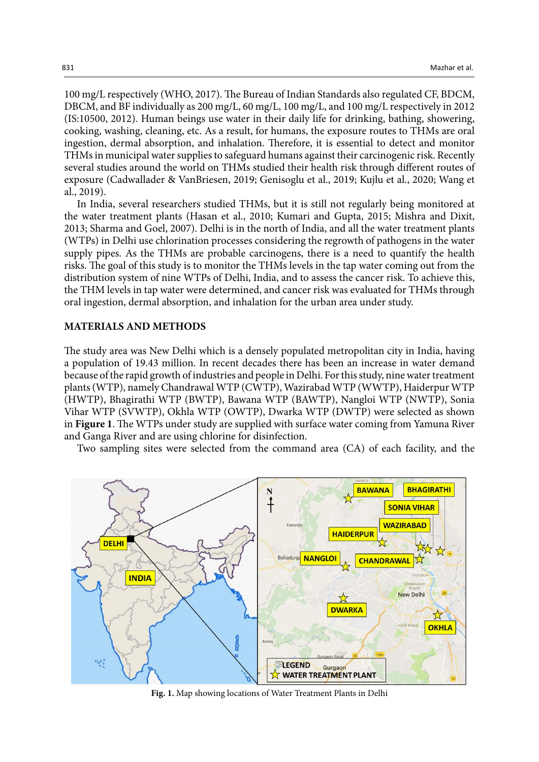100 mg/L respectively (WHO, 2017). The Bureau of Indian Standards also regulated CF, BDCM, DBCM, and BF individually as 200 mg/L, 60 mg/L, 100 mg/L, and 100 mg/L respectively in 2012 (IS:10500, 2012). Human beings use water in their daily life for drinking, bathing, showering, cooking, washing, cleaning, etc. As a result, for humans, the exposure routes to THMs are oral ingestion, dermal absorption, and inhalation. Therefore, it is essential to detect and monitor THMs in municipal water supplies to safeguard humans against their carcinogenic risk. Recently several studies around the world on THMs studied their health risk through different routes of exposure (Cadwallader & VanBriesen, 2019; Genisoglu et al., 2019; Kujlu et al., 2020; Wang et al., 2019).

In India, several researchers studied THMs, but it is still not regularly being monitored at the water treatment plants (Hasan et al., 2010; Kumari and Gupta, 2015; Mishra and Dixit, 2013; Sharma and Goel, 2007). Delhi is in the north of India, and all the water treatment plants (WTPs) in Delhi use chlorination processes considering the regrowth of pathogens in the water supply pipes. As the THMs are probable carcinogens, there is a need to quantify the health risks. The goal of this study is to monitor the THMs levels in the tap water coming out from the distribution system of nine WTPs of Delhi, India, and to assess the cancer risk. To achieve this, the THM levels in tap water were determined, and cancer risk was evaluated for THMs through oral ingestion, dermal absorption, and inhalation for the urban area under study.

## MATERIALS AND METHODS

The study area was New Delhi which is a densely populated metropolitan city in India, having a population of 19.43 million. In recent decades there has been an increase in water demand because of the rapid growth of industries and people in Delhi. For this study, nine water treatment plants (WTP), namely Chandrawal WTP (CWTP), Wazirabad WTP (WWTP), Haiderpur WTP (HWTP), Bhagirathi WTP (BWTP), Bawana WTP (BAWTP), Nangloi WTP (NWTP), Sonia Vihar WTP (SVWTP), Okhla WTP (OWTP), Dwarka WTP (DWTP) were selected as shown in **Figure 1**. The WTPs under study are supplied with surface water coming from Yamuna River and Ganga River and are using chlorine for disinfection.

Two sampling sites were selected from the command area (CA) of each facility, and the

DELHI
INDIA
N
BAWANA
BHAGIRATHI
SONIA VIHAR
WAZIRABAD
HAIDERPUR
NANGLOI
CHANDRAWAL
DWARKA
OKHLA
New Delhi
LEGEND
WATER TREATMENT PLANT

**Fig. 1.** Map showing locations of Water Treatment Plants in Delhi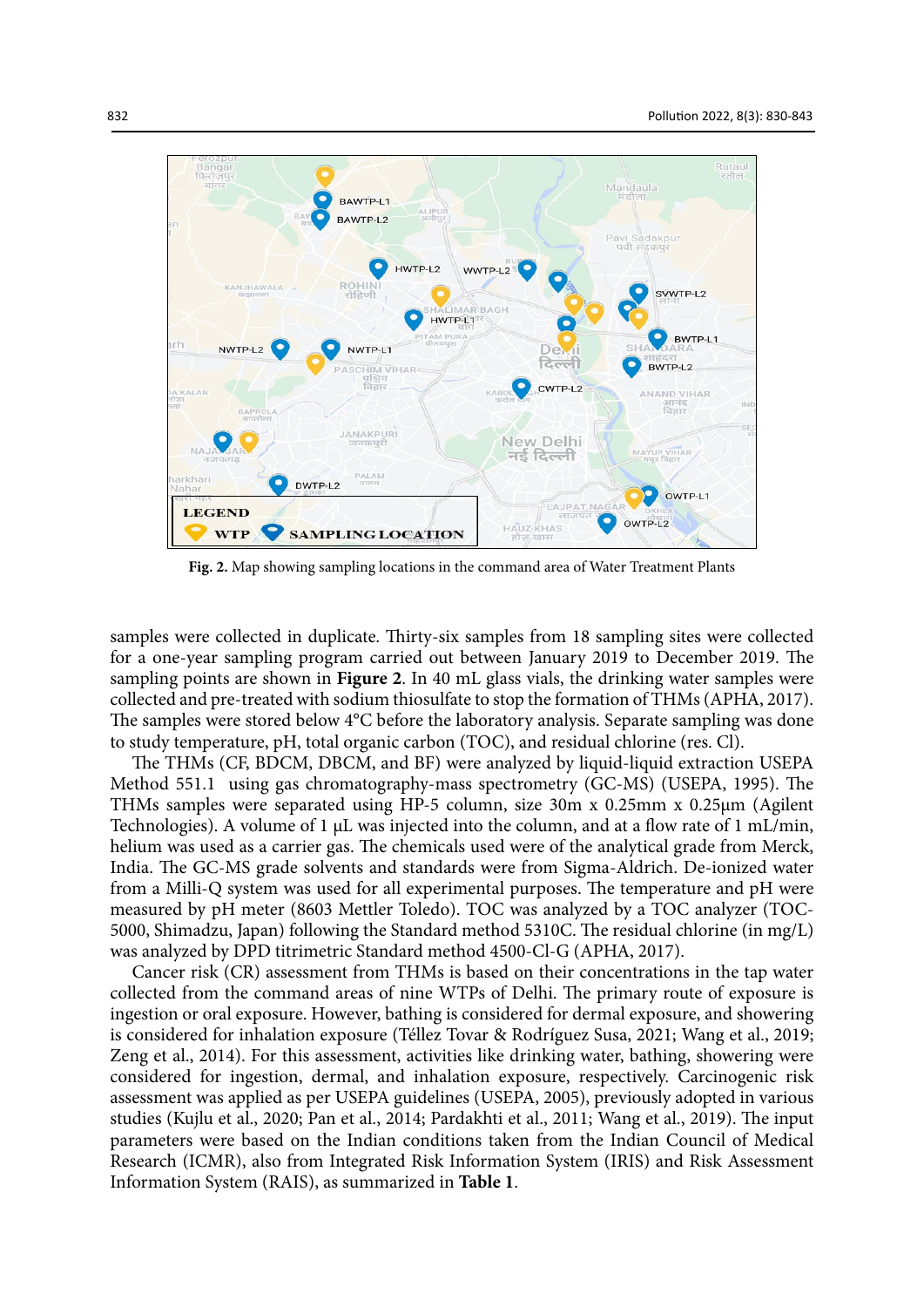**Fig. 2.** Map showing sampling locations in the command area of Water Treatment Plants

samples were collected in duplicate. Thirty-six samples from 18 sampling sites were collected for a one-year sampling program carried out between January 2019 to December 2019. The sampling points are shown in **Figure 2**. In 40 mL glass vials, the drinking water samples were collected and pre-treated with sodium thiosulfate to stop the formation of THMs (APHA, 2017). The samples were stored below 4°C before the laboratory analysis. Separate sampling was done to study temperature, pH, total organic carbon (TOC), and residual chlorine (res. Cl).

The THMs (CF, BDCM, DBCM, and BF) were analyzed by liquid-liquid extraction USEPA Method 551.1 using gas chromatography-mass spectrometry (GC-MS) (USEPA, 1995). The THMs samples were separated using HP-5 column, size 30m x 0.25mm x 0.25µm (Agilent Technologies). A volume of 1 µL was injected into the column, and at a flow rate of 1 mL/min, helium was used as a carrier gas. The chemicals used were of the analytical grade from Merck, India. The GC-MS grade solvents and standards were from Sigma-Aldrich. De-ionized water from a Milli-Q system was used for all experimental purposes. The temperature and pH were measured by pH meter (8603 Mettler Toledo). TOC was analyzed by a TOC analyzer (TOC-5000, Shimadzu, Japan) following the Standard method 5310C. The residual chlorine (in mg/L) was analyzed by DPD titrimetric Standard method 4500-Cl-G (APHA, 2017).

Cancer risk (CR) assessment from THMs is based on their concentrations in the tap water collected from the command areas of nine WTPs of Delhi. The primary route of exposure is ingestion or oral exposure. However, bathing is considered for dermal exposure, and showering is considered for inhalation exposure (Téllez Tovar & Rodríguez Susa, 2021; Wang et al., 2019; Zeng et al., 2014). For this assessment, activities like drinking water, bathing, showering were considered for ingestion, dermal, and inhalation exposure, respectively. Carcinogenic risk assessment was applied as per USEPA guidelines (USEPA, 2005), previously adopted in various studies (Kujlu et al., 2020; Pan et al., 2014; Pardakhti et al., 2011; Wang et al., 2019). The input parameters were based on the Indian conditions taken from the Indian Council of Medical Research (ICMR), also from Integrated Risk Information System (IRIS) and Risk Assessment Information System (RAIS), as summarized in **Table 1**.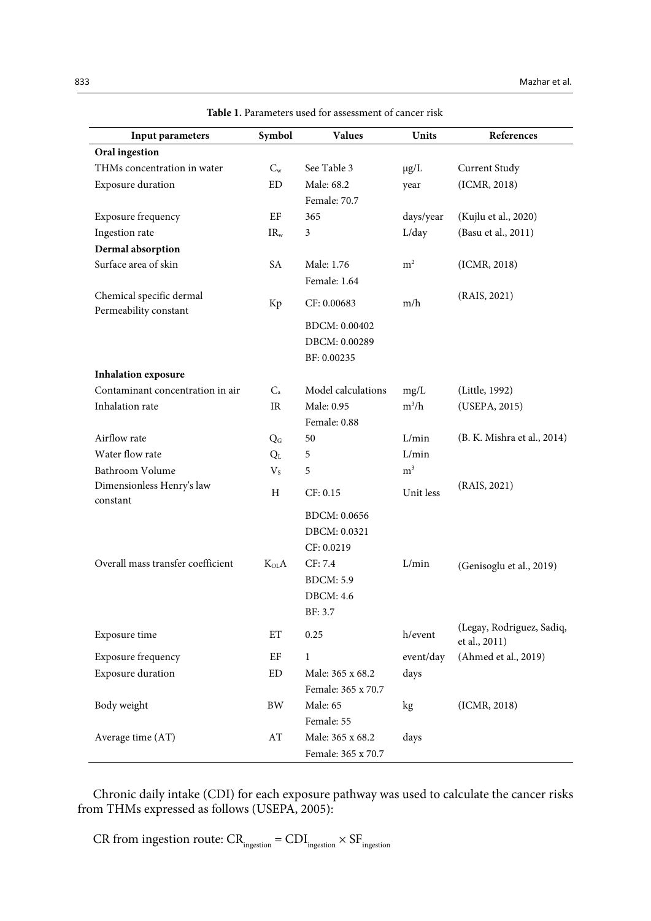**Table 1.** Parameters used for assessment of cancer risk

| Input parameters | Symbol | Values | Units | References |
|---|---|---|---|---|
| **Oral ingestion** | | | | |
| THMs concentration in water | $C_w$ | See Table 3 | μg/L | Current Study |
| Exposure duration | ED | Male: 68.2 | year | (ICMR, 2018) |
| | | Female: 70.7 | | |
| Exposure frequency | EF | 365 | days/year | (Kujlu et al., 2020) |
| Ingestion rate | $IR_w$ | 3 | L/day | (Basu et al., 2011) |
| **Dermal absorption** | | | | |
| Surface area of skin | SA | Male: 1.76 | $m^2$ | (ICMR, 2018) |
| | | Female: 1.64 | | |
| Chemical specific dermal Permeability constant | Kp | CF: 0.00683 | m/h | (RAIS, 2021) |
| | | BDCM: 0.00402 | | |
| | | DBCM: 0.00289 | | |
| | | BF: 0.00235 | | |
| **Inhalation exposure** | | | | |
| Contaminant concentration in air | $C_a$ | Model calculations | mg/L | (Little, 1992) |
| Inhalation rate | IR | Male: 0.95 | $m^3/h$ | (USEPA, 2015) |
| | | Female: 0.88 | | |
| Airflow rate | $Q_G$ | 50 | L/min | (B. K. Mishra et al., 2014) |
| Water flow rate | $Q_L$ | 5 | L/min | |
| Bathroom Volume | $V_S$ | 5 | $m^3$ | |
| Dimensionless Henry's law constant | H | CF: 0.15 | Unit less | (RAIS, 2021) |
| | | BDCM: 0.0656 | | |
| | | DBCM: 0.0321 | | |
| | | CF: 0.0219 | | |
| Overall mass transfer coefficient | $K_{OL}A$ | CF: 7.4 | L/min | (Genisoglu et al., 2019) |
| | | BDCM: 5.9 | | |
| | | DBCM: 4.6 | | |
| | | BF: 3.7 | | |
| Exposure time | ET | 0.25 | h/event | (Legay, Rodriguez, Sadiq, et al., 2011) |
| Exposure frequency | EF | 1 | event/day | (Ahmed et al., 2019) |
| Exposure duration | ED | Male: 365 x 68.2 | days | |
| | | Female: 365 x 70.7 | | |
| Body weight | BW | Male: 65 | kg | (ICMR, 2018) |
| | | Female: 55 | | |
| Average time (AT) | AT | Male: 365 x 68.2 | days | |
| | | Female: 365 x 70.7 | | |

Chronic daily intake (CDI) for each exposure pathway was used to calculate the cancer risks from THMs expressed as follows (USEPA, 2005):

CR from ingestion route: $CR_{ingestion} = CDI_{ingestion} \times SF_{ingestion}$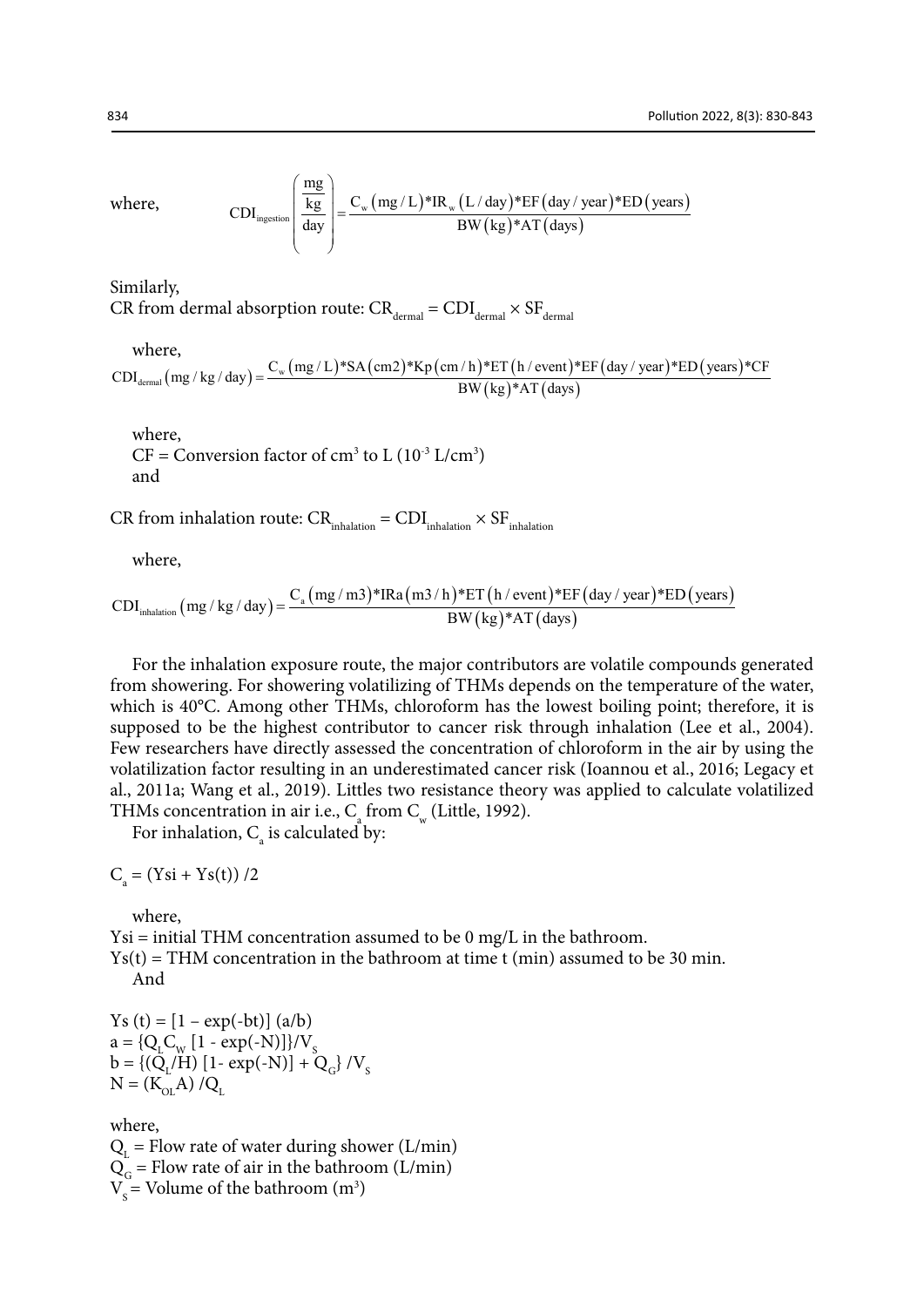where, $$CDI_{ingestion}\left(\frac{\frac{mg}{kg}}{day}\right) = \frac{C_w\,(mg/L)*IR_w\,(L/day)*EF\,(day/year)*ED\,(years)}{BW\,(kg)*AT\,(days)}$$

Similarly,
CR from dermal absorption route: $CR_{dermal} = CDI_{dermal} \times SF_{dermal}$

where,

$$CDI_{dermal}\,(mg/kg/day) = \frac{C_w\,(mg/L)*SA\,(cm2)*Kp\,(cm/h)*ET\,(h/event)*EF\,(day/year)*ED\,(years)*CF}{BW\,(kg)*AT\,(days)}$$

where,
CF = Conversion factor of $cm^3$ to L ($10^{-3}$ $L/cm^3$)
and

CR from inhalation route: $CR_{inhalation} = CDI_{inhalation} \times SF_{inhalation}$

where,

$$CDI_{inhalation}\,(mg/kg/day) = \frac{C_a\,(mg/m3)*IRa\,(m3/h)*ET\,(h/event)*EF\,(day/year)*ED\,(years)}{BW\,(kg)*AT\,(days)}$$

For the inhalation exposure route, the major contributors are volatile compounds generated from showering. For showering volatilizing of THMs depends on the temperature of the water, which is 40°C. Among other THMs, chloroform has the lowest boiling point; therefore, it is supposed to be the highest contributor to cancer risk through inhalation (Lee et al., 2004). Few researchers have directly assessed the concentration of chloroform in the air by using the volatilization factor resulting in an underestimated cancer risk (Ioannou et al., 2016; Legacy et al., 2011a; Wang et al., 2019). Littles two resistance theory was applied to calculate volatilized THMs concentration in air i.e., $C_a$ from $C_w$ (Little, 1992).

For inhalation, $C_a$ is calculated by:

$C_a = (Ysi + Ys(t))/2$

where,
Ysi = initial THM concentration assumed to be 0 mg/L in the bathroom.
Ys(t) = THM concentration in the bathroom at time t (min) assumed to be 30 min.
And

$Ys(t) = [1 - \exp(-bt)]\,(a/b)$
$a = \{Q_L C_W [1 - \exp(-N)]\}/V_S$
$b = \{(Q_L/H)\,[1 - \exp(-N)] + Q_G\}/V_S$
$N = (K_{OL}A)/Q_L$

where,
$Q_L$ = Flow rate of water during shower (L/min)
$Q_G$ = Flow rate of air in the bathroom (L/min)
$V_S$ = Volume of the bathroom ($m^3$)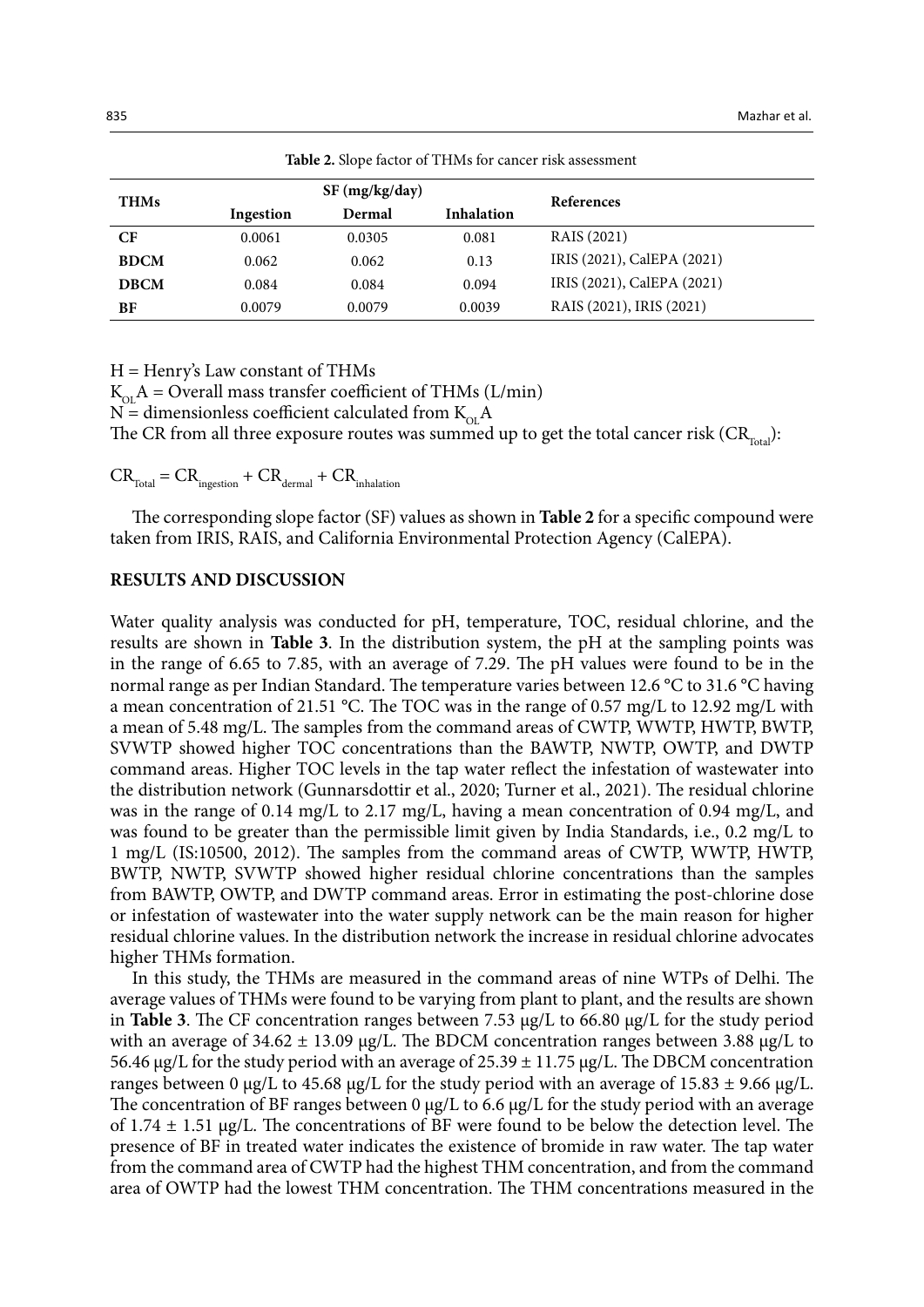**Table 2.** Slope factor of THMs for cancer risk assessment

| THMs | SF (mg/kg/day) | | | References |
|---|---|---|---|---|
| | Ingestion | Dermal | Inhalation | |
| **CF** | 0.0061 | 0.0305 | 0.081 | RAIS (2021) |
| **BDCM** | 0.062 | 0.062 | 0.13 | IRIS (2021), CalEPA (2021) |
| **DBCM** | 0.084 | 0.084 | 0.094 | IRIS (2021), CalEPA (2021) |
| **BF** | 0.0079 | 0.0079 | 0.0039 | RAIS (2021), IRIS (2021) |

H = Henry's Law constant of THMs

$K_{OL}A$ = Overall mass transfer coefficient of THMs (L/min)

N = dimensionless coefficient calculated from $K_{OL}A$

The CR from all three exposure routes was summed up to get the total cancer risk ($CR_{Total}$):

$$CR_{Total} = CR_{ingestion} + CR_{dermal} + CR_{inhalation}$$

The corresponding slope factor (SF) values as shown in **Table 2** for a specific compound were taken from IRIS, RAIS, and California Environmental Protection Agency (CalEPA).

## RESULTS AND DISCUSSION

Water quality analysis was conducted for pH, temperature, TOC, residual chlorine, and the results are shown in **Table 3**. In the distribution system, the pH at the sampling points was in the range of 6.65 to 7.85, with an average of 7.29. The pH values were found to be in the normal range as per Indian Standard. The temperature varies between 12.6 °C to 31.6 °C having a mean concentration of 21.51 °C. The TOC was in the range of 0.57 mg/L to 12.92 mg/L with a mean of 5.48 mg/L. The samples from the command areas of CWTP, WWTP, HWTP, BWTP, SVWTP showed higher TOC concentrations than the BAWTP, NWTP, OWTP, and DWTP command areas. Higher TOC levels in the tap water reflect the infestation of wastewater into the distribution network (Gunnarsdottir et al., 2020; Turner et al., 2021). The residual chlorine was in the range of 0.14 mg/L to 2.17 mg/L, having a mean concentration of 0.94 mg/L, and was found to be greater than the permissible limit given by India Standards, i.e., 0.2 mg/L to 1 mg/L (IS:10500, 2012). The samples from the command areas of CWTP, WWTP, HWTP, BWTP, NWTP, SVWTP showed higher residual chlorine concentrations than the samples from BAWTP, OWTP, and DWTP command areas. Error in estimating the post-chlorine dose or infestation of wastewater into the water supply network can be the main reason for higher residual chlorine values. In the distribution network the increase in residual chlorine advocates higher THMs formation.

In this study, the THMs are measured in the command areas of nine WTPs of Delhi. The average values of THMs were found to be varying from plant to plant, and the results are shown in **Table 3**. The CF concentration ranges between 7.53 μg/L to 66.80 μg/L for the study period with an average of 34.62 ± 13.09 μg/L. The BDCM concentration ranges between 3.88 μg/L to 56.46 μg/L for the study period with an average of 25.39 ± 11.75 μg/L. The DBCM concentration ranges between 0 μg/L to 45.68 μg/L for the study period with an average of 15.83 ± 9.66 μg/L. The concentration of BF ranges between 0 μg/L to 6.6 μg/L for the study period with an average of 1.74 ± 1.51 μg/L. The concentrations of BF were found to be below the detection level. The presence of BF in treated water indicates the existence of bromide in raw water. The tap water from the command area of CWTP had the highest THM concentration, and from the command area of OWTP had the lowest THM concentration. The THM concentrations measured in the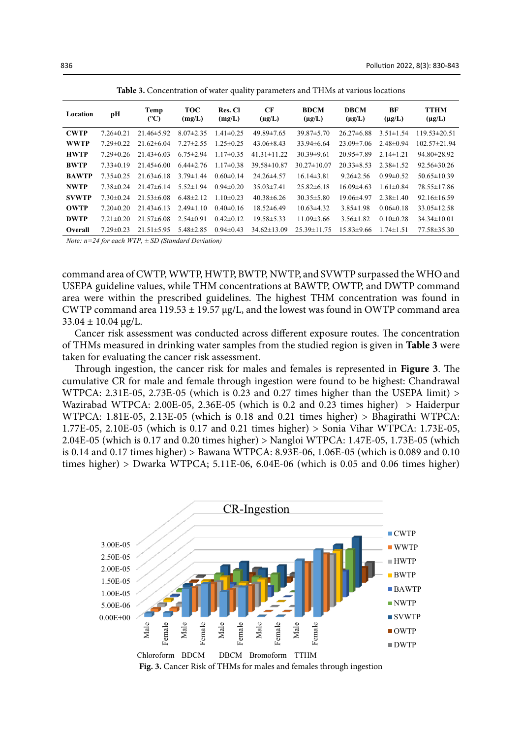**Table 3.** Concentration of water quality parameters and THMs at various locations

| Location | pH | Temp (°C) | TOC (mg/L) | Res. Cl (mg/L) | CF (µg/L) | BDCM (µg/L) | DBCM (µg/L) | BF (µg/L) | TTHM (µg/L) |
|---|---|---|---|---|---|---|---|---|---|
| **CWTP** | 7.26±0.21 | 21.46±5.92 | 8.07±2.35 | 1.41±0.25 | 49.89±7.65 | 39.87±5.70 | 26.27±6.88 | 3.51±1.54 | 119.53±20.51 |
| **WWTP** | 7.29±0.22 | 21.62±6.04 | 7.27±2.55 | 1.25±0.25 | 43.06±8.43 | 33.94±6.64 | 23.09±7.06 | 2.48±0.94 | 102.57±21.94 |
| **HWTP** | 7.29±0.26 | 21.43±6.03 | 6.75±2.94 | 1.17±0.35 | 41.31±11.22 | 30.39±9.61 | 20.95±7.89 | 2.14±1.21 | 94.80±28.92 |
| **BWTP** | 7.33±0.19 | 21.45±6.00 | 6.44±2.76 | 1.17±0.38 | 39.58±10.87 | 30.27±10.07 | 20.33±8.53 | 2.38±1.52 | 92.56±30.26 |
| **BAWTP** | 7.35±0.25 | 21.63±6.18 | 3.79±1.44 | 0.60±0.14 | 24.26±4.57 | 16.14±3.81 | 9.26±2.56 | 0.99±0.52 | 50.65±10.39 |
| **NWTP** | 7.38±0.24 | 21.47±6.14 | 5.52±1.94 | 0.94±0.20 | 35.03±7.41 | 25.82±6.18 | 16.09±4.63 | 1.61±0.84 | 78.55±17.86 |
| **SVWTP** | 7.30±0.24 | 21.53±6.08 | 6.48±2.12 | 1.10±0.23 | 40.38±6.26 | 30.35±5.80 | 19.06±4.97 | 2.38±1.40 | 92.16±16.59 |
| **OWTP** | 7.20±0.20 | 21.43±6.13 | 2.49±1.10 | 0.40±0.16 | 18.52±6.49 | 10.63±4.32 | 3.85±1.98 | 0.06±0.18 | 33.05±12.58 |
| **DWTP** | 7.21±0.20 | 21.57±6.08 | 2.54±0.91 | 0.42±0.12 | 19.58±5.33 | 11.09±3.66 | 3.56±1.82 | 0.10±0.28 | 34.34±10.01 |
| **Overall** | 7.29±0.23 | 21.51±5.95 | 5.48±2.85 | 0.94±0.43 | 34.62±13.09 | 25.39±11.75 | 15.83±9.66 | 1.74±1.51 | 77.58±35.30 |

*Note: n=24 for each WTP, ± SD (Standard Deviation)*

command area of CWTP, WWTP, HWTP, BWTP, NWTP, and SVWTP surpassed the WHO and USEPA guideline values, while THM concentrations at BAWTP, OWTP, and DWTP command area were within the prescribed guidelines. The highest THM concentration was found in CWTP command area 119.53 ± 19.57 µg/L, and the lowest was found in OWTP command area 33.04 ± 10.04 µg/L.

Cancer risk assessment was conducted across different exposure routes. The concentration of THMs measured in drinking water samples from the studied region is given in **Table 3** were taken for evaluating the cancer risk assessment.

Through ingestion, the cancer risk for males and females is represented in **Figure 3**. The cumulative CR for male and female through ingestion were found to be highest: Chandrawal WTPCA: 2.31E-05, 2.73E-05 (which is 0.23 and 0.27 times higher than the USEPA limit) > Wazirabad WTPCA: 2.00E-05, 2.36E-05 (which is 0.2 and 0.23 times higher) > Haiderpur WTPCA: 1.81E-05, 2.13E-05 (which is 0.18 and 0.21 times higher) > Bhagirathi WTPCA: 1.77E-05, 2.10E-05 (which is 0.17 and 0.21 times higher) > Sonia Vihar WTPCA: 1.73E-05, 2.04E-05 (which is 0.17 and 0.20 times higher) > Nangloi WTPCA: 1.47E-05, 1.73E-05 (which is 0.14 and 0.17 times higher) > Bawana WTPCA: 8.93E-06, 1.06E-05 (which is 0.089 and 0.10 times higher) > Dwarka WTPCA; 5.11E-06, 6.04E-06 (which is 0.05 and 0.06 times higher)

CR-Ingestion

3.00E-05
2.50E-05
2.00E-05
1.50E-05
1.00E-05
5.00E-06
0.00E+00

Male Female Male Female Male Female Male Female Male Female

Chloroform BDCM DBCM Bromoform TTHM

CWTP
WWTP
HWTP
BWTP
BAWTP
NWTP
SVWTP
OWTP
DWTP

**Fig. 3.** Cancer Risk of THMs for males and females through ingestion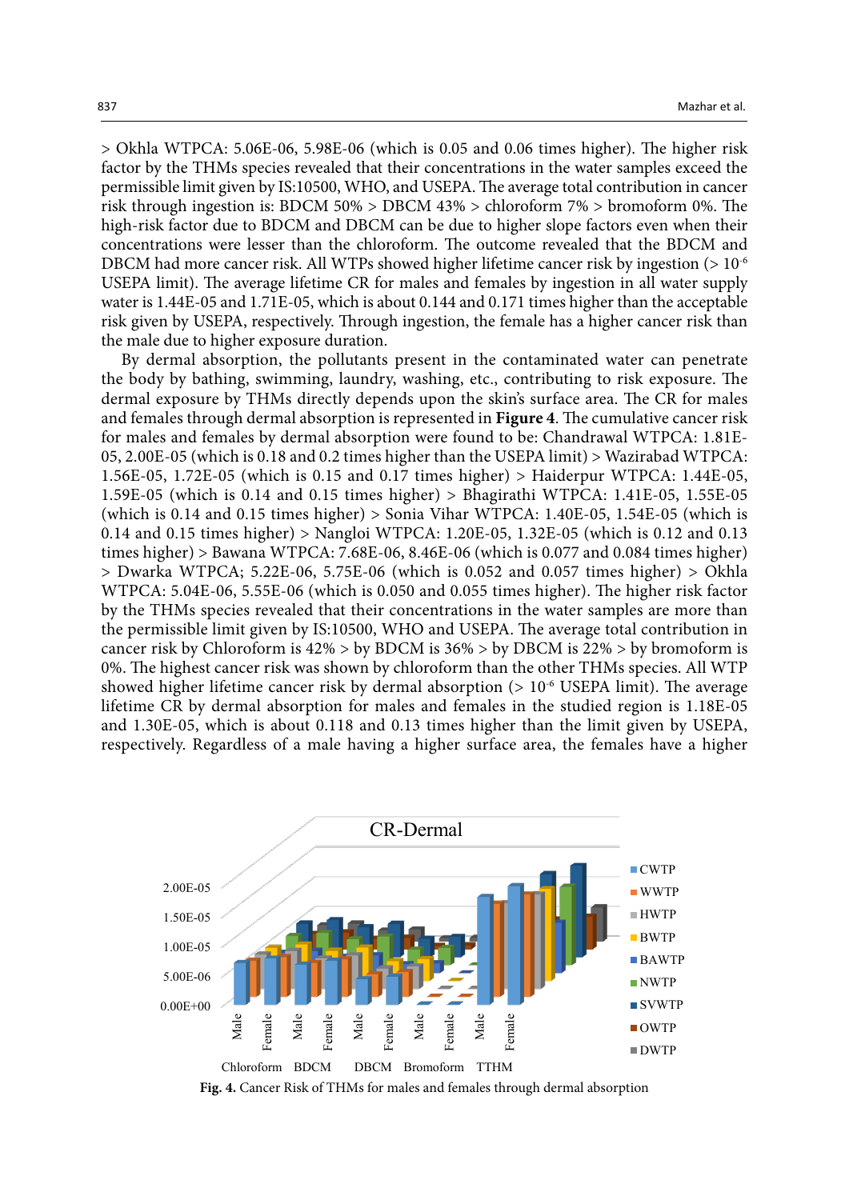> Okhla WTPCA: 5.06E-06, 5.98E-06 (which is 0.05 and 0.06 times higher). The higher risk factor by the THMs species revealed that their concentrations in the water samples exceed the permissible limit given by IS:10500, WHO, and USEPA. The average total contribution in cancer risk through ingestion is: BDCM 50% > DBCM 43% > chloroform 7% > bromoform 0%. The high-risk factor due to BDCM and DBCM can be due to higher slope factors even when their concentrations were lesser than the chloroform. The outcome revealed that the BDCM and DBCM had more cancer risk. All WTPs showed higher lifetime cancer risk by ingestion (> $10^{-6}$ USEPA limit). The average lifetime CR for males and females by ingestion in all water supply water is 1.44E-05 and 1.71E-05, which is about 0.144 and 0.171 times higher than the acceptable risk given by USEPA, respectively. Through ingestion, the female has a higher cancer risk than the male due to higher exposure duration.

By dermal absorption, the pollutants present in the contaminated water can penetrate the body by bathing, swimming, laundry, washing, etc., contributing to risk exposure. The dermal exposure by THMs directly depends upon the skin's surface area. The CR for males and females through dermal absorption is represented in **Figure 4**. The cumulative cancer risk for males and females by dermal absorption were found to be: Chandrawal WTPCA: 1.81E-05, 2.00E-05 (which is 0.18 and 0.2 times higher than the USEPA limit) > Wazirabad WTPCA: 1.56E-05, 1.72E-05 (which is 0.15 and 0.17 times higher) > Haiderpur WTPCA: 1.44E-05, 1.59E-05 (which is 0.14 and 0.15 times higher) > Bhagirathi WTPCA: 1.41E-05, 1.55E-05 (which is 0.14 and 0.15 times higher) > Sonia Vihar WTPCA: 1.40E-05, 1.54E-05 (which is 0.14 and 0.15 times higher) > Nangloi WTPCA: 1.20E-05, 1.32E-05 (which is 0.12 and 0.13 times higher) > Bawana WTPCA: 7.68E-06, 8.46E-06 (which is 0.077 and 0.084 times higher) > Dwarka WTPCA; 5.22E-06, 5.75E-06 (which is 0.052 and 0.057 times higher) > Okhla WTPCA: 5.04E-06, 5.55E-06 (which is 0.050 and 0.055 times higher). The higher risk factor by the THMs species revealed that their concentrations in the water samples are more than the permissible limit given by IS:10500, WHO and USEPA. The average total contribution in cancer risk by Chloroform is 42% > by BDCM is 36% > by DBCM is 22% > by bromoform is 0%. The highest cancer risk was shown by chloroform than the other THMs species. All WTP showed higher lifetime cancer risk by dermal absorption (> $10^{-6}$ USEPA limit). The average lifetime CR by dermal absorption for males and females in the studied region is 1.18E-05 and 1.30E-05, which is about 0.118 and 0.13 times higher than the limit given by USEPA, respectively. Regardless of a male having a higher surface area, the females have a higher

CR-Dermal

2.00E-05
1.50E-05
1.00E-05
5.00E-06
0.00E+00

Male Female Male Female Male Female Male Female Male Female

Chloroform BDCM DBCM Bromoform TTHM

CWTP
WWTP
HWTP
BWTP
BAWTP
NWTP
SVWTP
OWTP
DWTP

**Fig. 4.** Cancer Risk of THMs for males and females through dermal absorption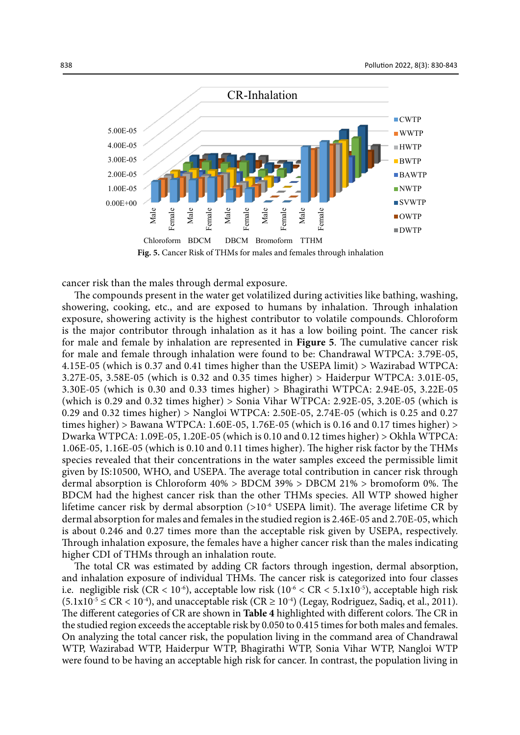CR-Inhalation

5.00E-05
4.00E-05
3.00E-05
2.00E-05
1.00E-05
0.00E+00

Male Female Male Female Male Female Male Female Male Female

Chloroform BDCM DBCM Bromoform TTHM

CWTP
WWTP
HWTP
BWTP
BAWTP
NWTP
SVWTP
OWTP
DWTP

**Fig. 5.** Cancer Risk of THMs for males and females through inhalation

cancer risk than the males through dermal exposure.

The compounds present in the water get volatilized during activities like bathing, washing, showering, cooking, etc., and are exposed to humans by inhalation. Through inhalation exposure, showering activity is the highest contributor to volatile compounds. Chloroform is the major contributor through inhalation as it has a low boiling point. The cancer risk for male and female by inhalation are represented in **Figure 5**. The cumulative cancer risk for male and female through inhalation were found to be: Chandrawal WTPCA: 3.79E-05, 4.15E-05 (which is 0.37 and 0.41 times higher than the USEPA limit) > Wazirabad WTPCA: 3.27E-05, 3.58E-05 (which is 0.32 and 0.35 times higher) > Haiderpur WTPCA: 3.01E-05, 3.30E-05 (which is 0.30 and 0.33 times higher) > Bhagirathi WTPCA: 2.94E-05, 3.22E-05 (which is 0.29 and 0.32 times higher) > Sonia Vihar WTPCA: 2.92E-05, 3.20E-05 (which is 0.29 and 0.32 times higher) > Nangloi WTPCA: 2.50E-05, 2.74E-05 (which is 0.25 and 0.27 times higher) > Bawana WTPCA: 1.60E-05, 1.76E-05 (which is 0.16 and 0.17 times higher) > Dwarka WTPCA: 1.09E-05, 1.20E-05 (which is 0.10 and 0.12 times higher) > Okhla WTPCA: 1.06E-05, 1.16E-05 (which is 0.10 and 0.11 times higher). The higher risk factor by the THMs species revealed that their concentrations in the water samples exceed the permissible limit given by IS:10500, WHO, and USEPA. The average total contribution in cancer risk through dermal absorption is Chloroform 40% > BDCM 39% > DBCM 21% > bromoform 0%. The BDCM had the highest cancer risk than the other THMs species. All WTP showed higher lifetime cancer risk by dermal absorption ($>10^{-6}$ USEPA limit). The average lifetime CR by dermal absorption for males and females in the studied region is 2.46E-05 and 2.70E-05, which is about 0.246 and 0.27 times more than the acceptable risk given by USEPA, respectively. Through inhalation exposure, the females have a higher cancer risk than the males indicating higher CDI of THMs through an inhalation route.

The total CR was estimated by adding CR factors through ingestion, dermal absorption, and inhalation exposure of individual THMs. The cancer risk is categorized into four classes i.e. negligible risk ($CR < 10^{-6}$), acceptable low risk ($10^{-6} < CR < 5.1\times10^{-5}$), acceptable high risk ($5.1\times10^{-5} \leq CR < 10^{-4}$), and unacceptable risk ($CR \geq 10^{-4}$) (Legay, Rodriguez, Sadiq, et al., 2011). The different categories of CR are shown in **Table 4** highlighted with different colors. The CR in the studied region exceeds the acceptable risk by 0.050 to 0.415 times for both males and females. On analyzing the total cancer risk, the population living in the command area of Chandrawal WTP, Wazirabad WTP, Haiderpur WTP, Bhagirathi WTP, Sonia Vihar WTP, Nangloi WTP were found to be having an acceptable high risk for cancer. In contrast, the population living in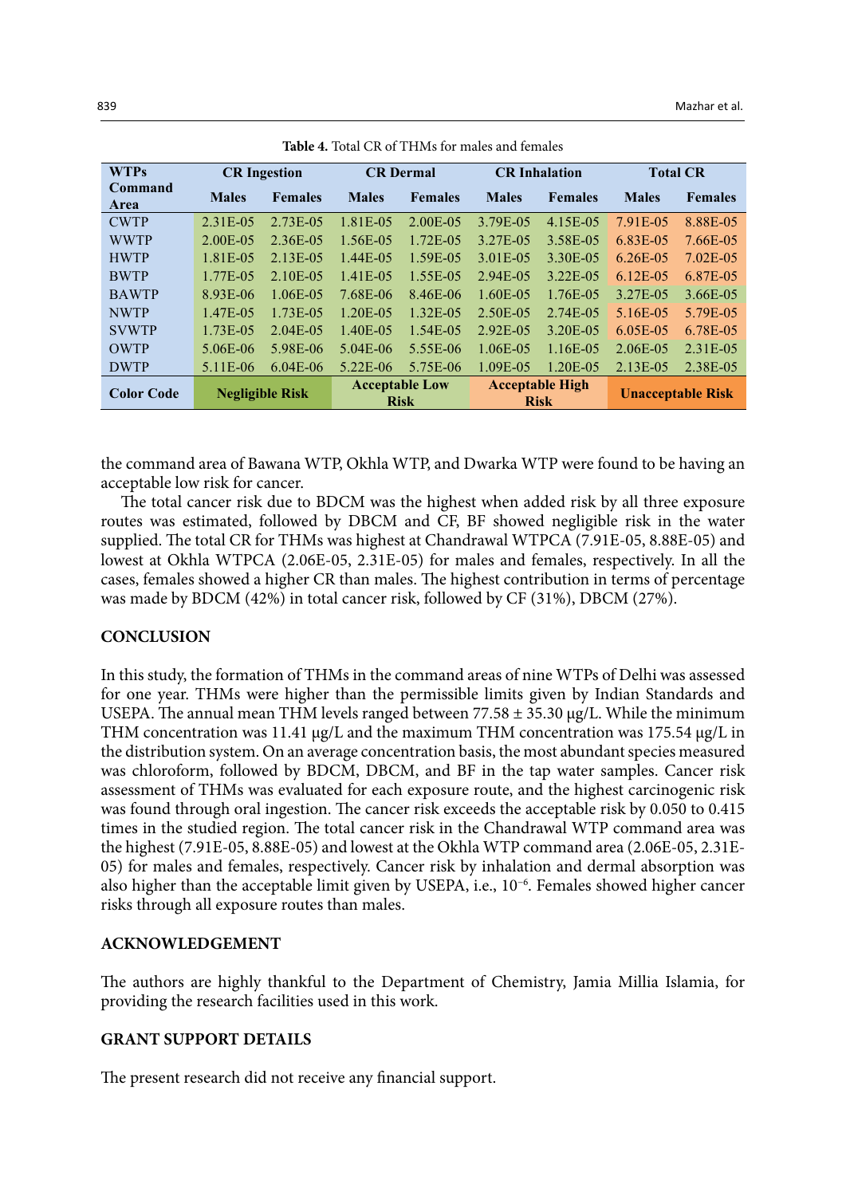**Table 4.** Total CR of THMs for males and females

| WTPs Command Area | CR Ingestion | | CR Dermal | | CR Inhalation | | Total CR | |
|---|---|---|---|---|---|---|---|---|
| | Males | Females | Males | Females | Males | Females | Males | Females |
| CWTP | 2.31E-05 | 2.73E-05 | 1.81E-05 | 2.00E-05 | 3.79E-05 | 4.15E-05 | 7.91E-05 | 8.88E-05 |
| WWTP | 2.00E-05 | 2.36E-05 | 1.56E-05 | 1.72E-05 | 3.27E-05 | 3.58E-05 | 6.83E-05 | 7.66E-05 |
| HWTP | 1.81E-05 | 2.13E-05 | 1.44E-05 | 1.59E-05 | 3.01E-05 | 3.30E-05 | 6.26E-05 | 7.02E-05 |
| BWTP | 1.77E-05 | 2.10E-05 | 1.41E-05 | 1.55E-05 | 2.94E-05 | 3.22E-05 | 6.12E-05 | 6.87E-05 |
| BAWTP | 8.93E-06 | 1.06E-05 | 7.68E-06 | 8.46E-06 | 1.60E-05 | 1.76E-05 | 3.27E-05 | 3.66E-05 |
| NWTP | 1.47E-05 | 1.73E-05 | 1.20E-05 | 1.32E-05 | 2.50E-05 | 2.74E-05 | 5.16E-05 | 5.79E-05 |
| SVWTP | 1.73E-05 | 2.04E-05 | 1.40E-05 | 1.54E-05 | 2.92E-05 | 3.20E-05 | 6.05E-05 | 6.78E-05 |
| OWTP | 5.06E-06 | 5.98E-06 | 5.04E-06 | 5.55E-06 | 1.06E-05 | 1.16E-05 | 2.06E-05 | 2.31E-05 |
| DWTP | 5.11E-06 | 6.04E-06 | 5.22E-06 | 5.75E-06 | 1.09E-05 | 1.20E-05 | 2.13E-05 | 2.38E-05 |
| Color Code | Negligible Risk | | Acceptable Low Risk | | Acceptable High Risk | | Unacceptable Risk | |

the command area of Bawana WTP, Okhla WTP, and Dwarka WTP were found to be having an acceptable low risk for cancer.

The total cancer risk due to BDCM was the highest when added risk by all three exposure routes was estimated, followed by DBCM and CF, BF showed negligible risk in the water supplied. The total CR for THMs was highest at Chandrawal WTPCA (7.91E-05, 8.88E-05) and lowest at Okhla WTPCA (2.06E-05, 2.31E-05) for males and females, respectively. In all the cases, females showed a higher CR than males. The highest contribution in terms of percentage was made by BDCM (42%) in total cancer risk, followed by CF (31%), DBCM (27%).

## CONCLUSION

In this study, the formation of THMs in the command areas of nine WTPs of Delhi was assessed for one year. THMs were higher than the permissible limits given by Indian Standards and USEPA. The annual mean THM levels ranged between 77.58 ± 35.30 μg/L. While the minimum THM concentration was 11.41 μg/L and the maximum THM concentration was 175.54 μg/L in the distribution system. On an average concentration basis, the most abundant species measured was chloroform, followed by BDCM, DBCM, and BF in the tap water samples. Cancer risk assessment of THMs was evaluated for each exposure route, and the highest carcinogenic risk was found through oral ingestion. The cancer risk exceeds the acceptable risk by 0.050 to 0.415 times in the studied region. The total cancer risk in the Chandrawal WTP command area was the highest (7.91E-05, 8.88E-05) and lowest at the Okhla WTP command area (2.06E-05, 2.31E-05) for males and females, respectively. Cancer risk by inhalation and dermal absorption was also higher than the acceptable limit given by USEPA, i.e., $10^{-6}$. Females showed higher cancer risks through all exposure routes than males.

## ACKNOWLEDGEMENT

The authors are highly thankful to the Department of Chemistry, Jamia Millia Islamia, for providing the research facilities used in this work.

## GRANT SUPPORT DETAILS

The present research did not receive any financial support.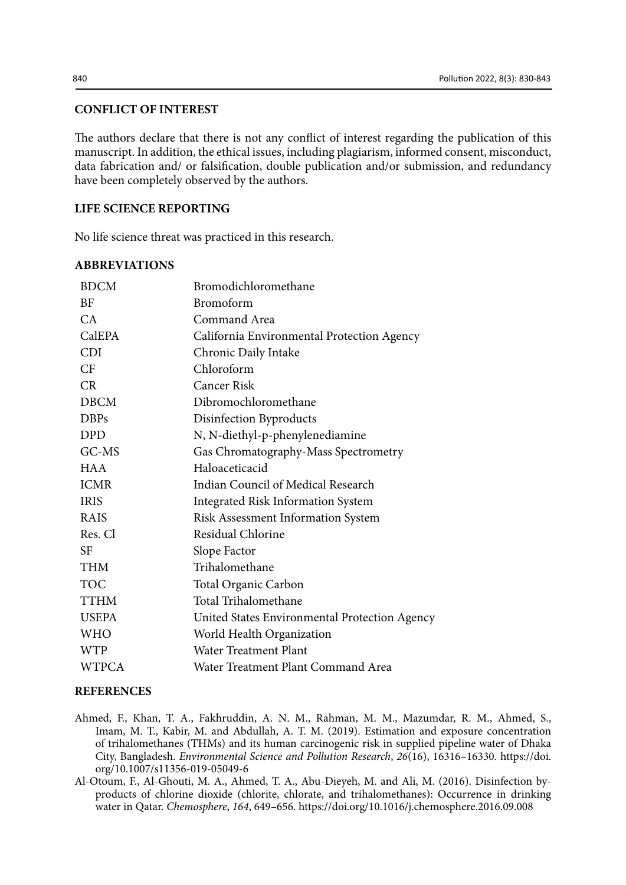## CONFLICT OF INTEREST

The authors declare that there is not any conflict of interest regarding the publication of this manuscript. In addition, the ethical issues, including plagiarism, informed consent, misconduct, data fabrication and/ or falsification, double publication and/or submission, and redundancy have been completely observed by the authors.

## LIFE SCIENCE REPORTING

No life science threat was practiced in this research.

## ABBREVIATIONS

| | |
|---|---|
| BDCM | Bromodichloromethane |
| BF | Bromoform |
| CA | Command Area |
| CalEPA | California Environmental Protection Agency |
| CDI | Chronic Daily Intake |
| CF | Chloroform |
| CR | Cancer Risk |
| DBCM | Dibromochloromethane |
| DBPs | Disinfection Byproducts |
| DPD | N, N-diethyl-p-phenylenediamine |
| GC-MS | Gas Chromatography-Mass Spectrometry |
| HAA | Haloaceticacid |
| ICMR | Indian Council of Medical Research |
| IRIS | Integrated Risk Information System |
| RAIS | Risk Assessment Information System |
| Res. Cl | Residual Chlorine |
| SF | Slope Factor |
| THM | Trihalomethane |
| TOC | Total Organic Carbon |
| TTHM | Total Trihalomethane |
| USEPA | United States Environmental Protection Agency |
| WHO | World Health Organization |
| WTP | Water Treatment Plant |
| WTPCA | Water Treatment Plant Command Area |

## REFERENCES

Ahmed, F., Khan, T. A., Fakhruddin, A. N. M., Rahman, M. M., Mazumdar, R. M., Ahmed, S., Imam, M. T., Kabir, M. and Abdullah, A. T. M. (2019). Estimation and exposure concentration of trihalomethanes (THMs) and its human carcinogenic risk in supplied pipeline water of Dhaka City, Bangladesh. *Environmental Science and Pollution Research*, *26*(16), 16316–16330. https://doi.org/10.1007/s11356-019-05049-6

Al-Otoum, F., Al-Ghouti, M. A., Ahmed, T. A., Abu-Dieyeh, M. and Ali, M. (2016). Disinfection by-products of chlorine dioxide (chlorite, chlorate, and trihalomethanes): Occurrence in drinking water in Qatar. *Chemosphere*, *164*, 649–656. https://doi.org/10.1016/j.chemosphere.2016.09.008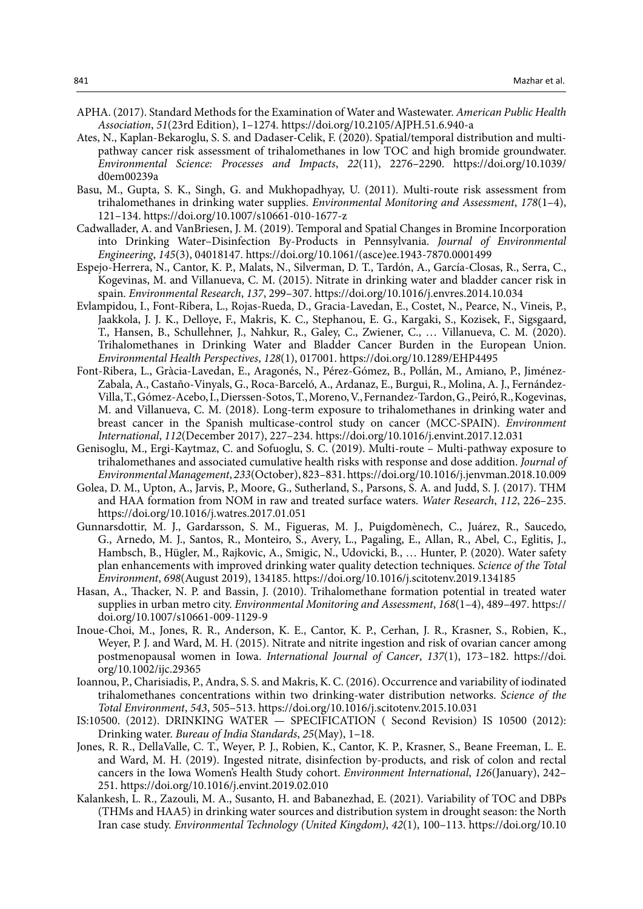APHA. (2017). Standard Methods for the Examination of Water and Wastewater. *American Public Health Association*, *51*(23rd Edition), 1–1274. https://doi.org/10.2105/AJPH.51.6.940-a

Ates, N., Kaplan-Bekaroglu, S. S. and Dadaser-Celik, F. (2020). Spatial/temporal distribution and multi-pathway cancer risk assessment of trihalomethanes in low TOC and high bromide groundwater. *Environmental Science: Processes and Impacts*, *22*(11), 2276–2290. https://doi.org/10.1039/d0em00239a

Basu, M., Gupta, S. K., Singh, G. and Mukhopadhyay, U. (2011). Multi-route risk assessment from trihalomethanes in drinking water supplies. *Environmental Monitoring and Assessment*, *178*(1–4), 121–134. https://doi.org/10.1007/s10661-010-1677-z

Cadwallader, A. and VanBriesen, J. M. (2019). Temporal and Spatial Changes in Bromine Incorporation into Drinking Water–Disinfection By-Products in Pennsylvania. *Journal of Environmental Engineering*, *145*(3), 04018147. https://doi.org/10.1061/(asce)ee.1943-7870.0001499

Espejo-Herrera, N., Cantor, K. P., Malats, N., Silverman, D. T., Tardón, A., García-Closas, R., Serra, C., Kogevinas, M. and Villanueva, C. M. (2015). Nitrate in drinking water and bladder cancer risk in spain. *Environmental Research*, *137*, 299–307. https://doi.org/10.1016/j.envres.2014.10.034

Evlampidou, I., Font-Ribera, L., Rojas-Rueda, D., Gracia-Lavedan, E., Costet, N., Pearce, N., Vineis, P., Jaakkola, J. J. K., Delloye, F., Makris, K. C., Stephanou, E. G., Kargaki, S., Kozisek, F., Sigsgaard, T., Hansen, B., Schullehner, J., Nahkur, R., Galey, C., Zwiener, C., … Villanueva, C. M. (2020). Trihalomethanes in Drinking Water and Bladder Cancer Burden in the European Union. *Environmental Health Perspectives*, *128*(1), 017001. https://doi.org/10.1289/EHP4495

Font-Ribera, L., Gràcia-Lavedan, E., Aragonés, N., Pérez-Gómez, B., Pollán, M., Amiano, P., Jiménez-Zabala, A., Castaño-Vinyals, G., Roca-Barceló, A., Ardanaz, E., Burgui, R., Molina, A. J., Fernández-Villa, T., Gómez-Acebo, I., Dierssen-Sotos, T., Moreno, V., Fernandez-Tardon, G., Peiró, R., Kogevinas, M. and Villanueva, C. M. (2018). Long-term exposure to trihalomethanes in drinking water and breast cancer in the Spanish multicase-control study on cancer (MCC-SPAIN). *Environment International*, *112*(December 2017), 227–234. https://doi.org/10.1016/j.envint.2017.12.031

Genisoglu, M., Ergi-Kaytmaz, C. and Sofuoglu, S. C. (2019). Multi-route – Multi-pathway exposure to trihalomethanes and associated cumulative health risks with response and dose addition. *Journal of Environmental Management*, *233*(October), 823–831. https://doi.org/10.1016/j.jenvman.2018.10.009

Golea, D. M., Upton, A., Jarvis, P., Moore, G., Sutherland, S., Parsons, S. A. and Judd, S. J. (2017). THM and HAA formation from NOM in raw and treated surface waters. *Water Research*, *112*, 226–235. https://doi.org/10.1016/j.watres.2017.01.051

Gunnarsdottir, M. J., Gardarsson, S. M., Figueras, M. J., Puigdomènech, C., Juárez, R., Saucedo, G., Arnedo, M. J., Santos, R., Monteiro, S., Avery, L., Pagaling, E., Allan, R., Abel, C., Eglitis, J., Hambsch, B., Hügler, M., Rajkovic, A., Smigic, N., Udovicki, B., … Hunter, P. (2020). Water safety plan enhancements with improved drinking water quality detection techniques. *Science of the Total Environment*, *698*(August 2019), 134185. https://doi.org/10.1016/j.scitotenv.2019.134185

Hasan, A., Thacker, N. P. and Bassin, J. (2010). Trihalomethane formation potential in treated water supplies in urban metro city. *Environmental Monitoring and Assessment*, *168*(1–4), 489–497. https://doi.org/10.1007/s10661-009-1129-9

Inoue-Choi, M., Jones, R. R., Anderson, K. E., Cantor, K. P., Cerhan, J. R., Krasner, S., Robien, K., Weyer, P. J. and Ward, M. H. (2015). Nitrate and nitrite ingestion and risk of ovarian cancer among postmenopausal women in Iowa. *International Journal of Cancer*, *137*(1), 173–182. https://doi.org/10.1002/ijc.29365

Ioannou, P., Charisiadis, P., Andra, S. S. and Makris, K. C. (2016). Occurrence and variability of iodinated trihalomethanes concentrations within two drinking-water distribution networks. *Science of the Total Environment*, *543*, 505–513. https://doi.org/10.1016/j.scitotenv.2015.10.031

IS:10500. (2012). DRINKING WATER — SPECIFICATION ( Second Revision) IS 10500 (2012): Drinking water. *Bureau of India Standards*, *25*(May), 1–18.

Jones, R. R., DellaValle, C. T., Weyer, P. J., Robien, K., Cantor, K. P., Krasner, S., Beane Freeman, L. E. and Ward, M. H. (2019). Ingested nitrate, disinfection by-products, and risk of colon and rectal cancers in the Iowa Women's Health Study cohort. *Environment International*, *126*(January), 242–251. https://doi.org/10.1016/j.envint.2019.02.010

Kalankesh, L. R., Zazouli, M. A., Susanto, H. and Babanezhad, E. (2021). Variability of TOC and DBPs (THMs and HAA5) in drinking water sources and distribution system in drought season: the North Iran case study. *Environmental Technology (United Kingdom)*, *42*(1), 100–113. https://doi.org/10.10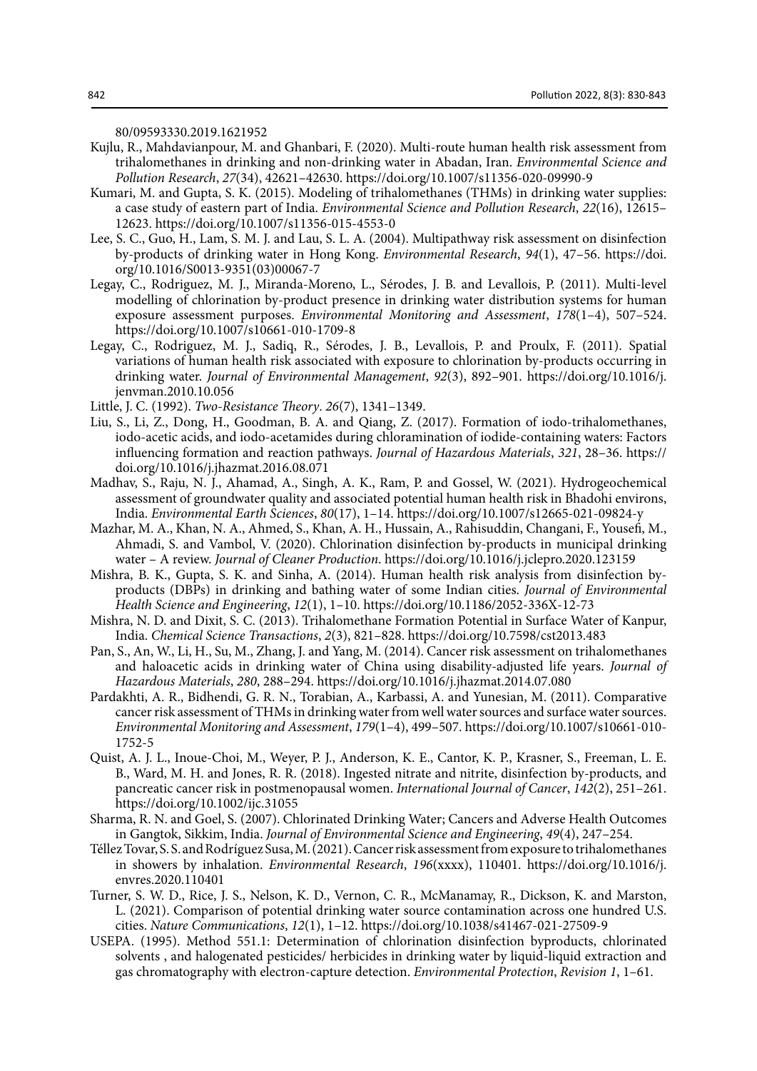80/09593330.2019.1621952

Kujlu, R., Mahdavianpour, M. and Ghanbari, F. (2020). Multi-route human health risk assessment from trihalomethanes in drinking and non-drinking water in Abadan, Iran. *Environmental Science and Pollution Research*, *27*(34), 42621–42630. https://doi.org/10.1007/s11356-020-09990-9

Kumari, M. and Gupta, S. K. (2015). Modeling of trihalomethanes (THMs) in drinking water supplies: a case study of eastern part of India. *Environmental Science and Pollution Research*, *22*(16), 12615–12623. https://doi.org/10.1007/s11356-015-4553-0

Lee, S. C., Guo, H., Lam, S. M. J. and Lau, S. L. A. (2004). Multipathway risk assessment on disinfection by-products of drinking water in Hong Kong. *Environmental Research*, *94*(1), 47–56. https://doi.org/10.1016/S0013-9351(03)00067-7

Legay, C., Rodriguez, M. J., Miranda-Moreno, L., Sérodes, J. B. and Levallois, P. (2011). Multi-level modelling of chlorination by-product presence in drinking water distribution systems for human exposure assessment purposes. *Environmental Monitoring and Assessment*, *178*(1–4), 507–524. https://doi.org/10.1007/s10661-010-1709-8

Legay, C., Rodriguez, M. J., Sadiq, R., Sérodes, J. B., Levallois, P. and Proulx, F. (2011). Spatial variations of human health risk associated with exposure to chlorination by-products occurring in drinking water. *Journal of Environmental Management*, *92*(3), 892–901. https://doi.org/10.1016/j.jenvman.2010.10.056

Little, J. C. (1992). *Two-Resistance Theory*. *26*(7), 1341–1349.

Liu, S., Li, Z., Dong, H., Goodman, B. A. and Qiang, Z. (2017). Formation of iodo-trihalomethanes, iodo-acetic acids, and iodo-acetamides during chloramination of iodide-containing waters: Factors influencing formation and reaction pathways. *Journal of Hazardous Materials*, *321*, 28–36. https://doi.org/10.1016/j.jhazmat.2016.08.071

Madhav, S., Raju, N. J., Ahamad, A., Singh, A. K., Ram, P. and Gossel, W. (2021). Hydrogeochemical assessment of groundwater quality and associated potential human health risk in Bhadohi environs, India. *Environmental Earth Sciences*, *80*(17), 1–14. https://doi.org/10.1007/s12665-021-09824-y

Mazhar, M. A., Khan, N. A., Ahmed, S., Khan, A. H., Hussain, A., Rahisuddin, Changani, F., Yousefi, M., Ahmadi, S. and Vambol, V. (2020). Chlorination disinfection by-products in municipal drinking water – A review. *Journal of Cleaner Production*. https://doi.org/10.1016/j.jclepro.2020.123159

Mishra, B. K., Gupta, S. K. and Sinha, A. (2014). Human health risk analysis from disinfection by-products (DBPs) in drinking and bathing water of some Indian cities. *Journal of Environmental Health Science and Engineering*, *12*(1), 1–10. https://doi.org/10.1186/2052-336X-12-73

Mishra, N. D. and Dixit, S. C. (2013). Trihalomethane Formation Potential in Surface Water of Kanpur, India. *Chemical Science Transactions*, *2*(3), 821–828. https://doi.org/10.7598/cst2013.483

Pan, S., An, W., Li, H., Su, M., Zhang, J. and Yang, M. (2014). Cancer risk assessment on trihalomethanes and haloacetic acids in drinking water of China using disability-adjusted life years. *Journal of Hazardous Materials*, *280*, 288–294. https://doi.org/10.1016/j.jhazmat.2014.07.080

Pardakhti, A. R., Bidhendi, G. R. N., Torabian, A., Karbassi, A. and Yunesian, M. (2011). Comparative cancer risk assessment of THMs in drinking water from well water sources and surface water sources. *Environmental Monitoring and Assessment*, *179*(1–4), 499–507. https://doi.org/10.1007/s10661-010-1752-5

Quist, A. J. L., Inoue-Choi, M., Weyer, P. J., Anderson, K. E., Cantor, K. P., Krasner, S., Freeman, L. E. B., Ward, M. H. and Jones, R. R. (2018). Ingested nitrate and nitrite, disinfection by-products, and pancreatic cancer risk in postmenopausal women. *International Journal of Cancer*, *142*(2), 251–261. https://doi.org/10.1002/ijc.31055

Sharma, R. N. and Goel, S. (2007). Chlorinated Drinking Water; Cancers and Adverse Health Outcomes in Gangtok, Sikkim, India. *Journal of Environmental Science and Engineering*, *49*(4), 247–254.

Téllez Tovar, S. S. and Rodríguez Susa, M. (2021). Cancer risk assessment from exposure to trihalomethanes in showers by inhalation. *Environmental Research*, *196*(xxxx), 110401. https://doi.org/10.1016/j.envres.2020.110401

Turner, S. W. D., Rice, J. S., Nelson, K. D., Vernon, C. R., McManamay, R., Dickson, K. and Marston, L. (2021). Comparison of potential drinking water source contamination across one hundred U.S. cities. *Nature Communications*, *12*(1), 1–12. https://doi.org/10.1038/s41467-021-27509-9

USEPA. (1995). Method 551.1: Determination of chlorination disinfection byproducts, chlorinated solvents , and halogenated pesticides/ herbicides in drinking water by liquid-liquid extraction and gas chromatography with electron-capture detection. *Environmental Protection*, *Revision 1*, 1–61.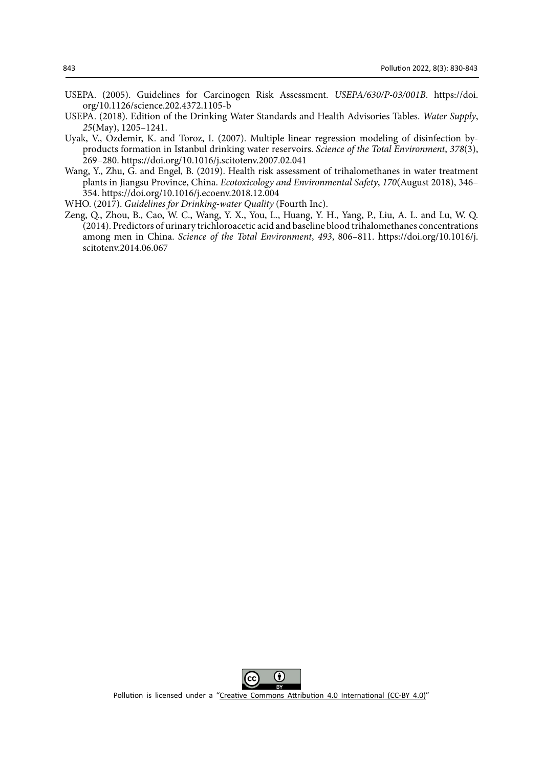USEPA. (2005). Guidelines for Carcinogen Risk Assessment. *USEPA/630/P-03/001B*. https://doi.org/10.1126/science.202.4372.1105-b

USEPA. (2018). Edition of the Drinking Water Standards and Health Advisories Tables. *Water Supply*, *25*(May), 1205–1241.

Uyak, V., Ozdemir, K. and Toroz, I. (2007). Multiple linear regression modeling of disinfection by-products formation in Istanbul drinking water reservoirs. *Science of the Total Environment*, *378*(3), 269–280. https://doi.org/10.1016/j.scitotenv.2007.02.041

Wang, Y., Zhu, G. and Engel, B. (2019). Health risk assessment of trihalomethanes in water treatment plants in Jiangsu Province, China. *Ecotoxicology and Environmental Safety*, *170*(August 2018), 346–354. https://doi.org/10.1016/j.ecoenv.2018.12.004

WHO. (2017). *Guidelines for Drinking-water Quality* (Fourth Inc).

Zeng, Q., Zhou, B., Cao, W. C., Wang, Y. X., You, L., Huang, Y. H., Yang, P., Liu, A. L. and Lu, W. Q. (2014). Predictors of urinary trichloroacetic acid and baseline blood trihalomethanes concentrations among men in China. *Science of the Total Environment*, *493*, 806–811. https://doi.org/10.1016/j.scitotenv.2014.06.067

Pollution is licensed under a "Creative Commons Attribution 4.0 International (CC-BY 4.0)"